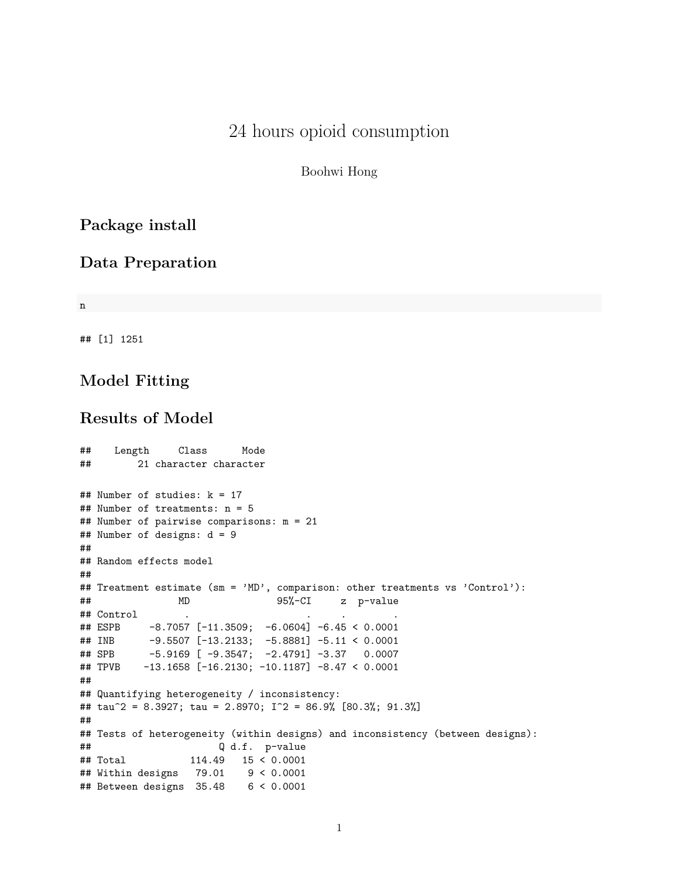# 24 hours opioid consumption

Boohwi Hong

## Package install

## Data Preparation

```
n
```

```
## [1] 1251
```

## Model Fitting

## Results of Model

```
##    Length     Class      Mode 
##        21 character character
```

```
## Number of studies: k = 17
## Number of treatments: n = 5
## Number of pairwise comparisons: m = 21
## Number of designs: d = 9
## 
## Random effects model
## 
## Treatment estimate (sm = 'MD', comparison: other treatments vs 'Control'):
##              MD               95%-CI     z  p-value
## Control       .                    .     .        .
## ESPB    -8.7057 [-11.3509;  -6.0604] -6.45 < 0.0001
## INB     -9.5507 [-13.2133;  -5.8881] -5.11 < 0.0001
## SPB     -5.9169 [ -9.3547;  -2.4791] -3.37   0.0007
## TPVB   -13.1658 [-16.2130; -10.1187] -8.47 < 0.0001
## 
## Quantifying heterogeneity / inconsistency:
## tau^2 = 8.3927; tau = 2.8970; I^2 = 86.9% [80.3%; 91.3%]
## 
## Tests of heterogeneity (within designs) and inconsistency (between designs):
##                      Q d.f.  p-value
## Total           114.49   15 < 0.0001
## Within designs   79.01    9 < 0.0001
## Between designs  35.48    6 < 0.0001
```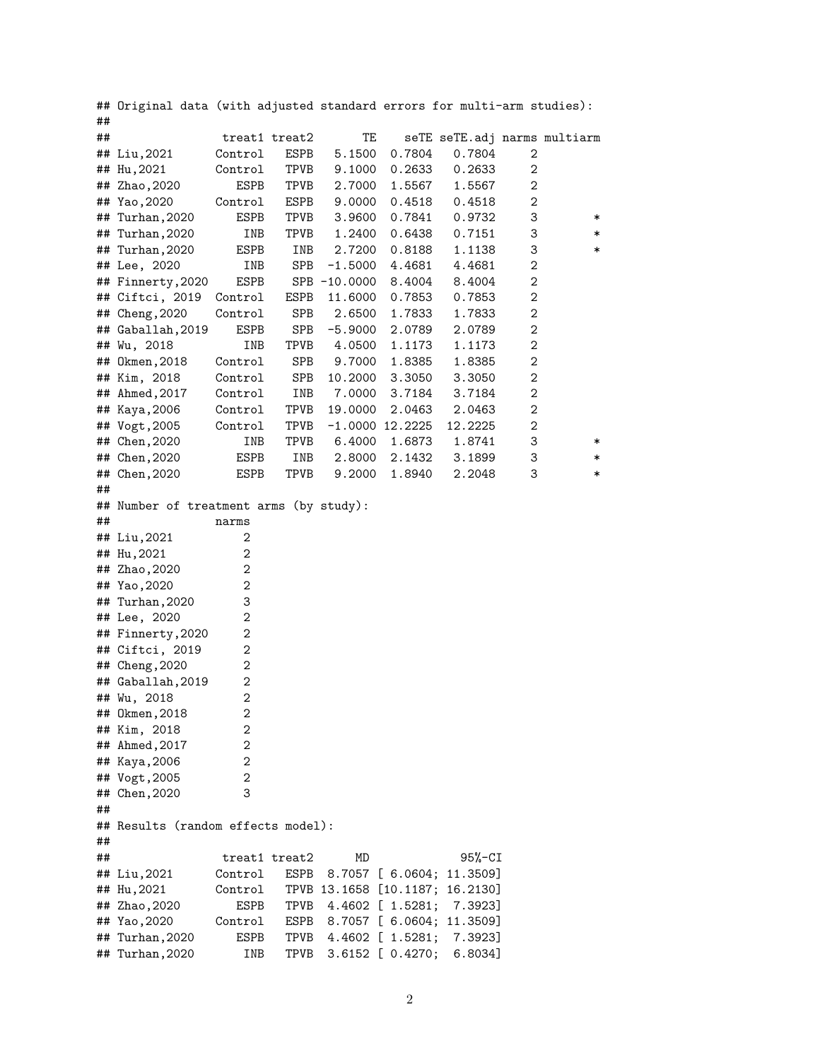```
## Original data (with adjusted standard errors for multi-arm studies):
##
##                treat1 treat2       TE    seTE seTE.adj narms multiarm
## Liu,2021      Control   ESPB   5.1500  0.7804   0.7804     2
## Hu,2021       Control   TPVB   9.1000  0.2633   0.2633     2
## Zhao,2020        ESPB   TPVB   2.7000  1.5567   1.5567     2
## Yao,2020      Control   ESPB   9.0000  0.4518   0.4518     2
## Turhan,2020      ESPB   TPVB   3.9600  0.7841   0.9732     3        *
## Turhan,2020       INB   TPVB   1.2400  0.6438   0.7151     3        *
## Turhan,2020      ESPB    INB   2.7200  0.8188   1.1138     3        *
## Lee, 2020         INB    SPB  -1.5000  4.4681   4.4681     2
## Finnerty,2020    ESPB    SPB -10.0000  8.4004   8.4004     2
## Ciftci, 2019  Control   ESPB  11.6000  0.7853   0.7853     2
## Cheng,2020    Control    SPB   2.6500  1.7833   1.7833     2
## Gaballah,2019    ESPB    SPB  -5.9000  2.0789   2.0789     2
## Wu, 2018          INB   TPVB   4.0500  1.1173   1.1173     2
## Okmen,2018    Control    SPB   9.7000  1.8385   1.8385     2
## Kim, 2018     Control    SPB  10.2000  3.3050   3.3050     2
## Ahmed,2017    Control    INB   7.0000  3.7184   3.7184     2
## Kaya,2006     Control   TPVB  19.0000  2.0463   2.0463     2
## Vogt,2005     Control   TPVB  -1.0000 12.2225  12.2225     2
## Chen,2020         INB   TPVB   6.4000  1.6873   1.8741     3        *
## Chen,2020        ESPB    INB   2.8000  2.1432   3.1899     3        *
## Chen,2020        ESPB   TPVB   9.2000  1.8940   2.2048     3        *
##
## Number of treatment arms (by study):
##               narms
## Liu,2021          2
## Hu,2021           2
## Zhao,2020         2
## Yao,2020          2
## Turhan,2020       3
## Lee, 2020         2
## Finnerty,2020     2
## Ciftci, 2019      2
## Cheng,2020        2
## Gaballah,2019     2
## Wu, 2018          2
## Okmen,2018        2
## Kim, 2018         2
## Ahmed,2017        2
## Kaya,2006         2
## Vogt,2005         2
## Chen,2020         3
##
## Results (random effects model):
##
##                treat1 treat2      MD            95%-CI
## Liu,2021      Control   ESPB  8.7057 [ 6.0604; 11.3509]
## Hu,2021       Control   TPVB 13.1658 [10.1187; 16.2130]
## Zhao,2020        ESPB   TPVB  4.4602 [ 1.5281;  7.3923]
## Yao,2020      Control   ESPB  8.7057 [ 6.0604; 11.3509]
## Turhan,2020      ESPB   TPVB  4.4602 [ 1.5281;  7.3923]
## Turhan,2020       INB   TPVB  3.6152 [ 0.4270;  6.8034]
```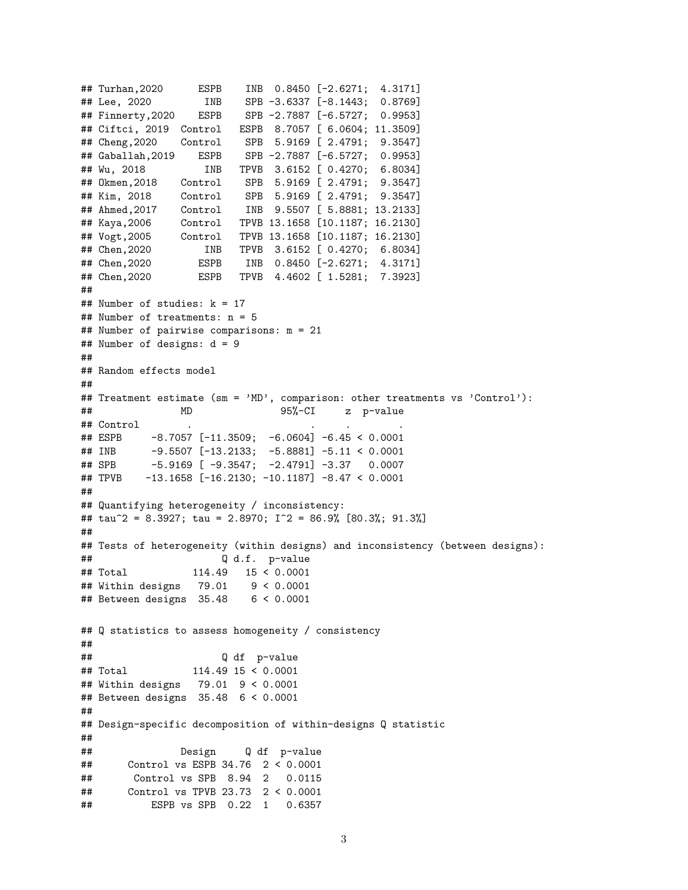```
## Turhan,2020      ESPB    INB  0.8450 [-2.6271;  4.3171]
## Lee, 2020         INB    SPB -3.6337 [-8.1443;  0.8769]
## Finnerty,2020    ESPB    SPB -2.7887 [-6.5727;  0.9953]
## Ciftci, 2019  Control   ESPB  8.7057 [ 6.0604; 11.3509]
## Cheng,2020    Control    SPB  5.9169 [ 2.4791;  9.3547]
## Gaballah,2019    ESPB    SPB -2.7887 [-6.5727;  0.9953]
## Wu, 2018          INB   TPVB  3.6152 [ 0.4270;  6.8034]
## Okmen,2018    Control    SPB  5.9169 [ 2.4791;  9.3547]
## Kim, 2018     Control    SPB  5.9169 [ 2.4791;  9.3547]
## Ahmed,2017    Control    INB  9.5507 [ 5.8881; 13.2133]
## Kaya,2006     Control   TPVB 13.1658 [10.1187; 16.2130]
## Vogt,2005     Control   TPVB 13.1658 [10.1187; 16.2130]
## Chen,2020         INB   TPVB  3.6152 [ 0.4270;  6.8034]
## Chen,2020        ESPB    INB  0.8450 [-2.6271;  4.3171]
## Chen,2020        ESPB   TPVB  4.4602 [ 1.5281;  7.3923]
##
## Number of studies: k = 17
## Number of treatments: n = 5
## Number of pairwise comparisons: m = 21
## Number of designs: d = 9
##
## Random effects model
##
## Treatment estimate (sm = 'MD', comparison: other treatments vs 'Control'):
##              MD               95%-CI     z  p-value
## Control        .                    .     .        .
## ESPB     -8.7057 [-11.3509;  -6.0604] -6.45 < 0.0001
## INB      -9.5507 [-13.2133;  -5.8881] -5.11 < 0.0001
## SPB      -5.9169 [ -9.3547;  -2.4791] -3.37   0.0007
## TPVB    -13.1658 [-16.2130; -10.1187] -8.47 < 0.0001
##
## Quantifying heterogeneity / inconsistency:
## tau^2 = 8.3927; tau = 2.8970; I^2 = 86.9% [80.3%; 91.3%]
##
## Tests of heterogeneity (within designs) and inconsistency (between designs):
##                      Q d.f.  p-value
## Total           114.49   15 < 0.0001
## Within designs   79.01    9 < 0.0001
## Between designs  35.48    6 < 0.0001
```

```
## Q statistics to assess homogeneity / consistency
##
##                      Q df  p-value
## Total           114.49 15 < 0.0001
## Within designs   79.01  9 < 0.0001
## Between designs  35.48  6 < 0.0001
##
## Design-specific decomposition of within-designs Q statistic
##
##              Design     Q df  p-value
##      Control vs ESPB 34.76  2 < 0.0001
##       Control vs SPB  8.94  2   0.0115
##      Control vs TPVB 23.73  2 < 0.0001
##          ESPB vs SPB  0.22  1   0.6357
```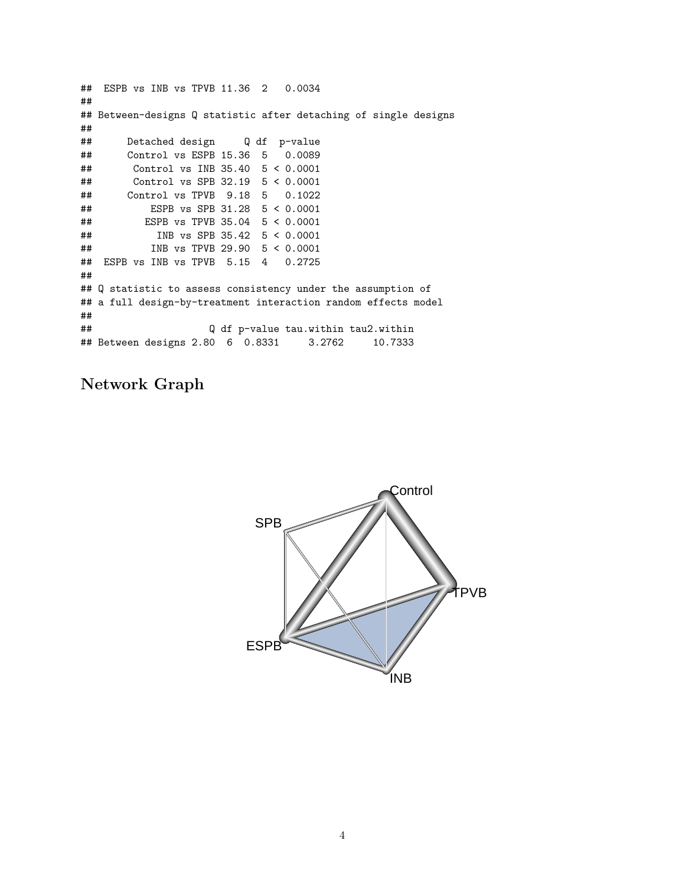```
##  ESPB vs INB vs TPVB 11.36  2   0.0034
##
## Between-designs Q statistic after detaching of single designs
##
##      Detached design     Q df  p-value
##      Control vs ESPB 15.36  5   0.0089
##       Control vs INB 35.40  5 < 0.0001
##       Control vs SPB 32.19  5 < 0.0001
##      Control vs TPVB  9.18  5   0.1022
##          ESPB vs SPB 31.28  5 < 0.0001
##         ESPB vs TPVB 35.04  5 < 0.0001
##           INB vs SPB 35.42  5 < 0.0001
##          INB vs TPVB 29.90  5 < 0.0001
##  ESPB vs INB vs TPVB  5.15  4   0.2725
##
## Q statistic to assess consistency under the assumption of
## a full design-by-treatment interaction random effects model
##
##                    Q df p-value tau.within tau2.within
## Between designs 2.80  6  0.8331     3.2762     10.7333
```

## Network Graph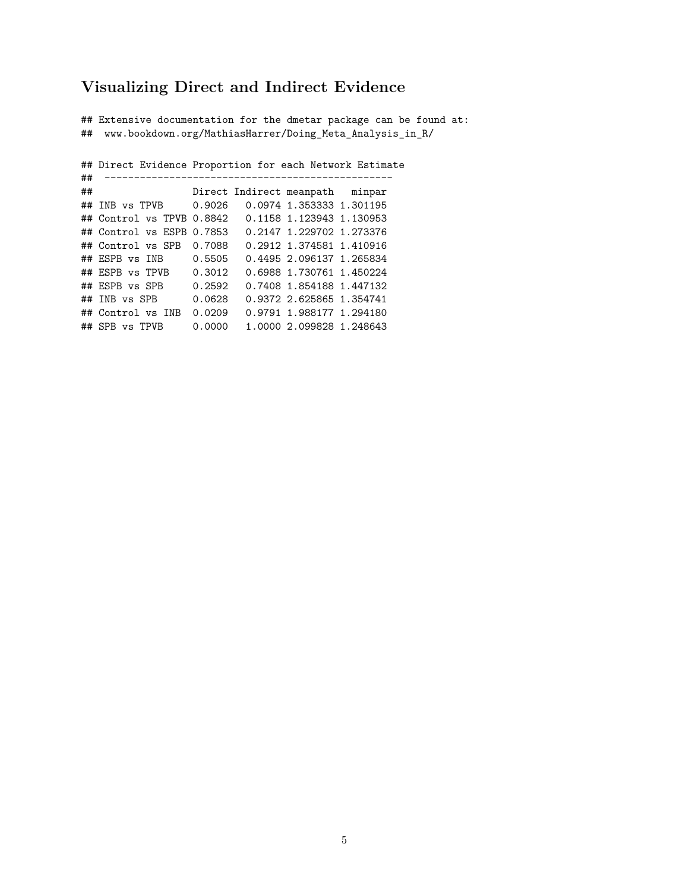## Visualizing Direct and Indirect Evidence

```
## Extensive documentation for the dmetar package can be found at:
##  www.bookdown.org/MathiasHarrer/Doing_Meta_Analysis_in_R/

## Direct Evidence Proportion for each Network Estimate
##  -------------------------------------------------
##                  Direct Indirect meanpath   minpar
## INB vs TPVB     0.9026   0.0974 1.353333 1.301195
## Control vs TPVB 0.8842   0.1158 1.123943 1.130953
## Control vs ESPB 0.7853   0.2147 1.229702 1.273376
## Control vs SPB  0.7088   0.2912 1.374581 1.410916
## ESPB vs INB     0.5505   0.4495 2.096137 1.265834
## ESPB vs TPVB    0.3012   0.6988 1.730761 1.450224
## ESPB vs SPB     0.2592   0.7408 1.854188 1.447132
## INB vs SPB      0.0628   0.9372 2.625865 1.354741
## Control vs INB  0.0209   0.9791 1.988177 1.294180
## SPB vs TPVB     0.0000   1.0000 2.099828 1.248643
```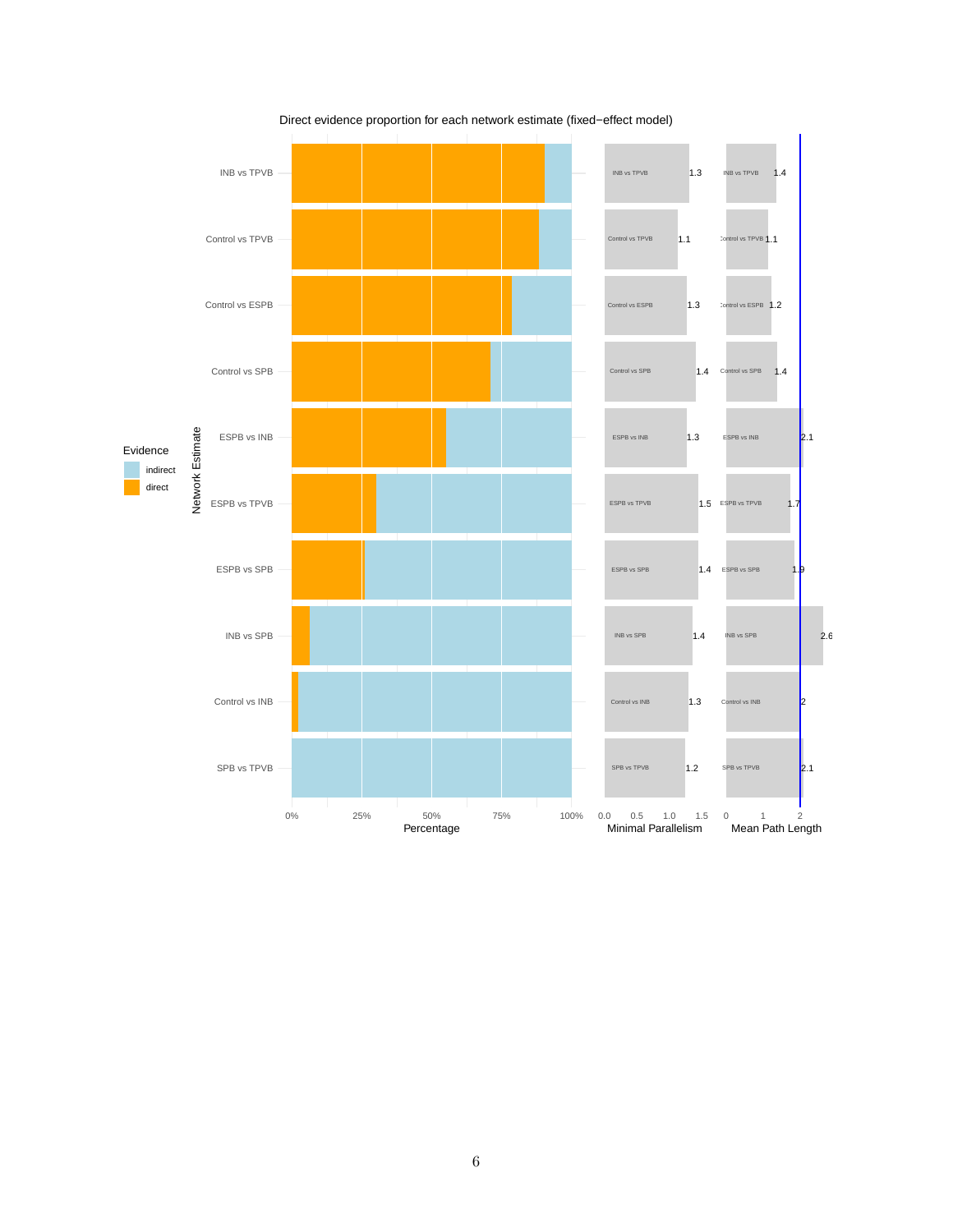Direct evidence proportion for each network estimate (fixed−effect model)

| Network Estimate | Minimal Parallelism | Mean Path Length |
|---|---|---|
| INB vs TPVB | 1.3 | 1.4 |
| Control vs TPVB | 1.1 | 1.1 |
| Control vs ESPB | 1.3 | 1.2 |
| Control vs SPB | 1.4 | 1.4 |
| ESPB vs INB | 1.3 | 2.1 |
| ESPB vs TPVB | 1.5 | 1.7 |
| ESPB vs SPB | 1.4 | 1.9 |
| INB vs SPB | 1.4 | 2.6 |
| Control vs INB | 1.3 | 2 |
| SPB vs TPVB | 1.2 | 2.1 |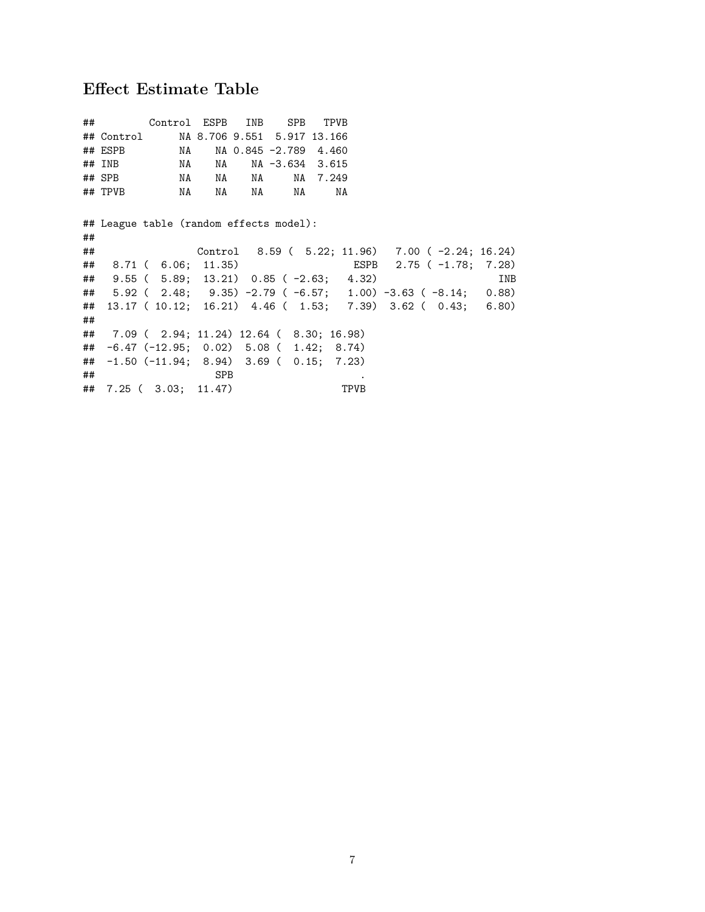### Effect Estimate Table

```
##         Control  ESPB   INB    SPB   TPVB
## Control      NA 8.706 9.551  5.917 13.166
## ESPB         NA    NA 0.845 -2.789  4.460
## INB          NA    NA    NA -3.634  3.615
## SPB          NA    NA    NA     NA  7.249
## TPVB         NA    NA    NA     NA     NA
```

```
## League table (random effects model):
##
##                 Control   8.59 (  5.22; 11.96)   7.00 ( -2.24; 16.24)
##   8.71 (  6.06;  11.35)                  ESPB   2.75 ( -1.78;  7.28)
##   9.55 (  5.89;  13.21)  0.85 ( -2.63;   4.32)                    INB
##   5.92 (  2.48;   9.35) -2.79 ( -6.57;   1.00) -3.63 ( -8.14;   0.88)
##  13.17 ( 10.12;  16.21)  4.46 (  1.53;   7.39)  3.62 (  0.43;   6.80)
##
##   7.09 (  2.94; 11.24) 12.64 (  8.30; 16.98)
##  -6.47 (-12.95;  0.02)  5.08 (  1.42;  8.74)
##  -1.50 (-11.94;  8.94)  3.69 (  0.15;  7.23)
##                   SPB                     .
##  7.25 (  3.03;  11.47)                 TPVB
```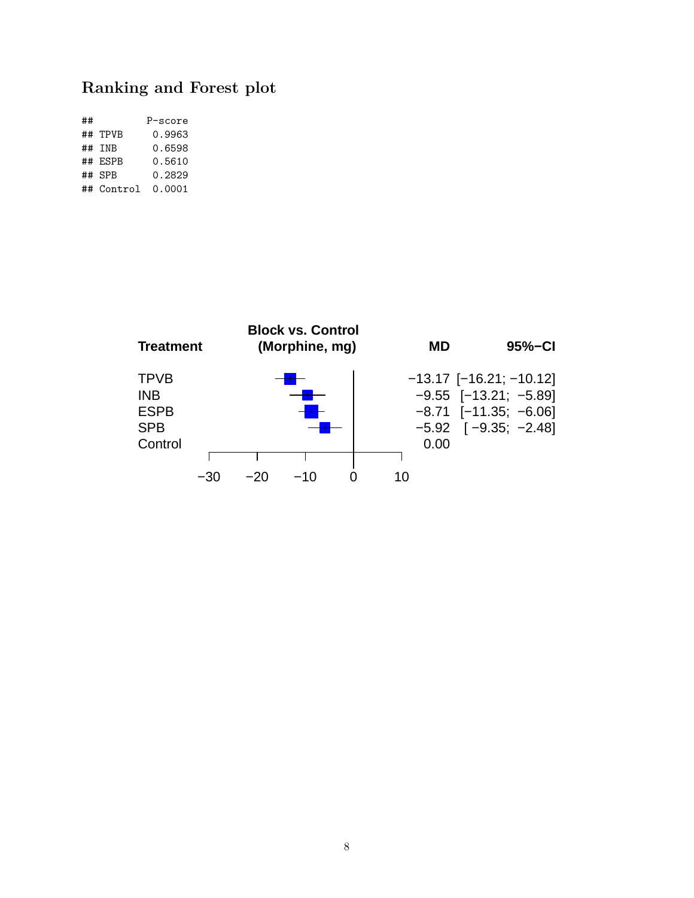## Ranking and Forest plot

```
##         P-score
## TPVB     0.9963
## INB      0.6598
## ESPB     0.5610
## SPB      0.2829
## Control  0.0001
```

| Treatment | MD | 95%−CI |
|---|---|---|
| TPVB | −13.17 | [−16.21; −10.12] |
| INB | −9.55 | [−13.21; −5.89] |
| ESPB | −8.71 | [−11.35; −6.06] |
| SPB | −5.92 | [ −9.35; −2.48] |
| Control | 0.00 | |

Block vs. Control (Morphine, mg)

−30 −20 −10 0 10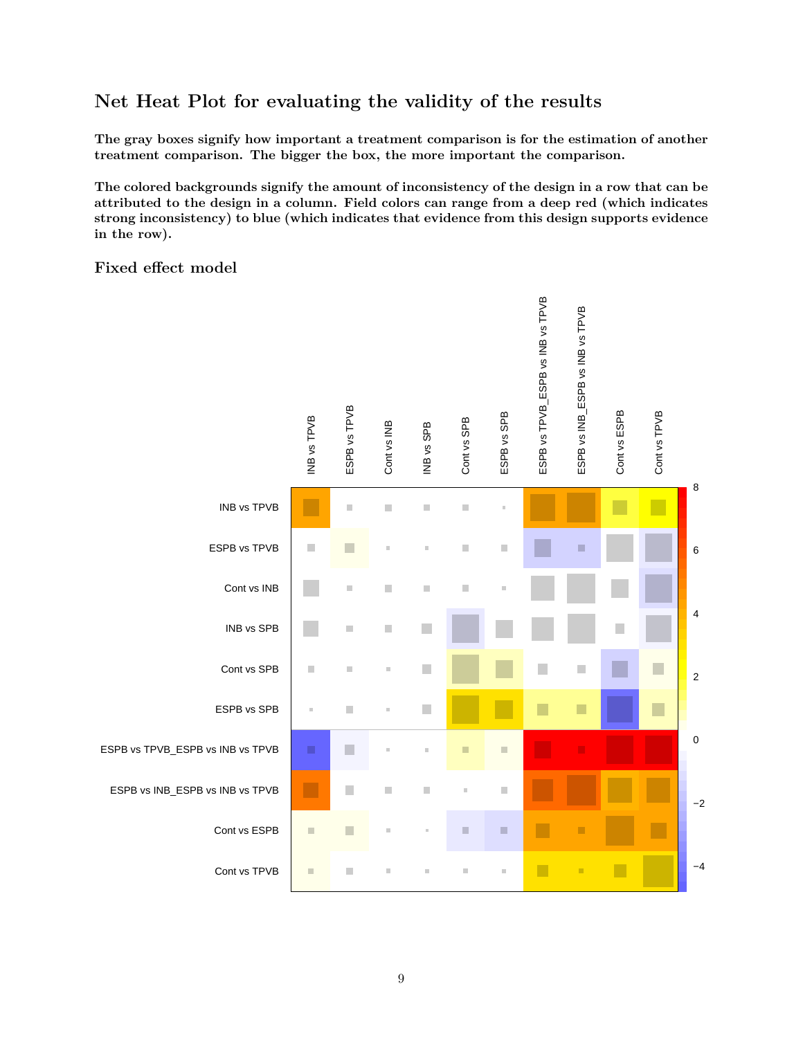## Net Heat Plot for evaluating the validity of the results

**The gray boxes signify how important a treatment comparison is for the estimation of another treatment comparison. The bigger the box, the more important the comparison.**

**The colored backgrounds signify the amount of inconsistency of the design in a row that can be attributed to the design in a column. Field colors can range from a deep red (which indicates strong inconsistency) to blue (which indicates that evidence from this design supports evidence in the row).**

### Fixed effect model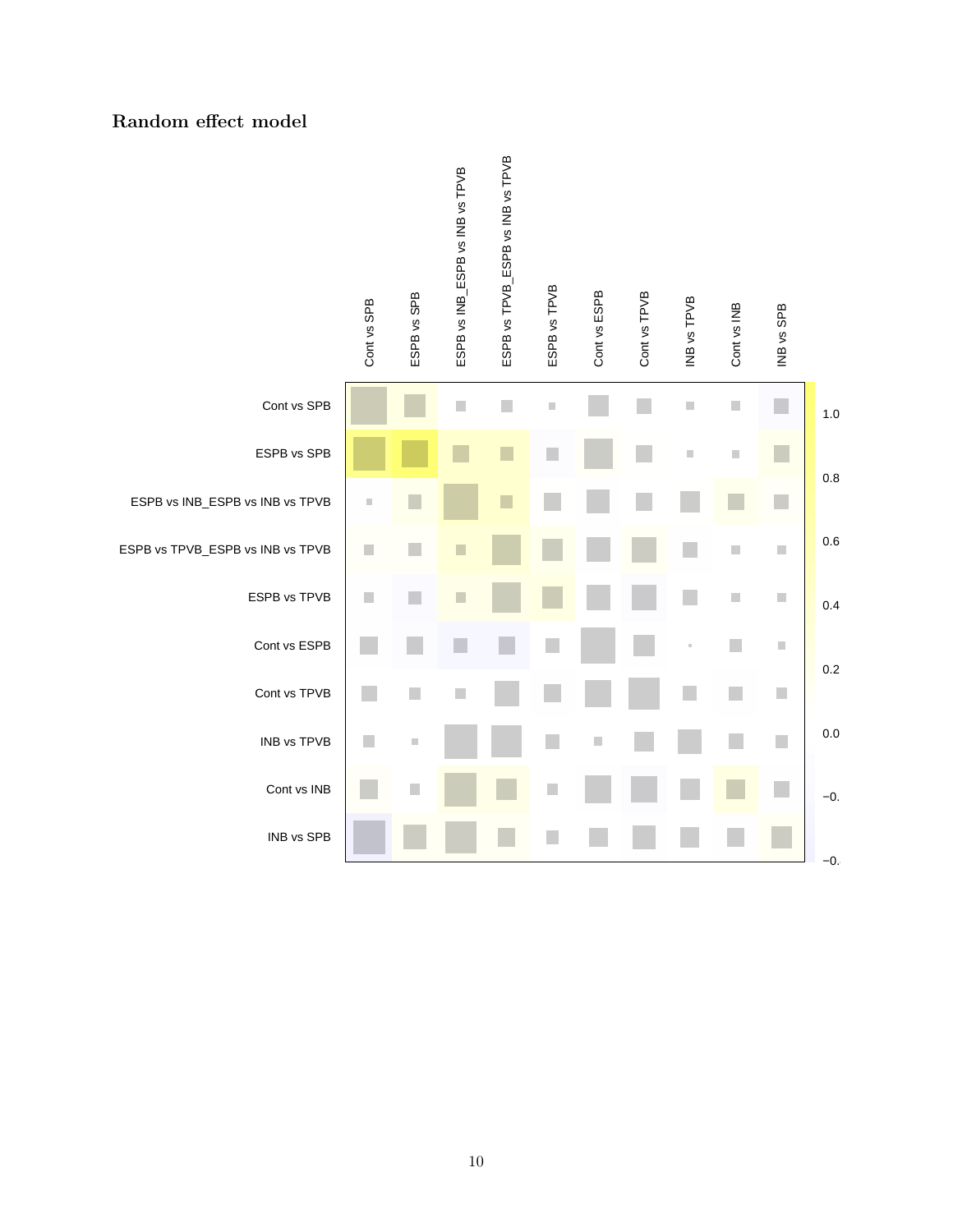## Random effect model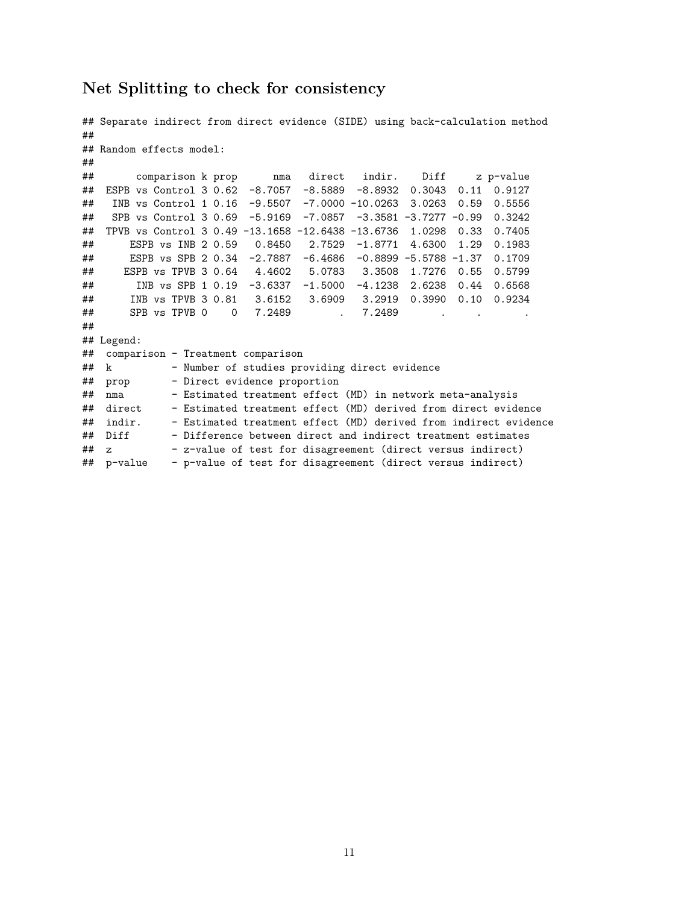## Net Splitting to check for consistency

```
## Separate indirect from direct evidence (SIDE) using back-calculation method
##
## Random effects model:
##
##       comparison k prop      nma   direct   indir.    Diff     z p-value
##  ESPB vs Control 3 0.62  -8.7057  -8.5889  -8.8932  0.3043  0.11  0.9127
##   INB vs Control 1 0.16  -9.5507  -7.0000 -10.0263  3.0263  0.59  0.5556
##   SPB vs Control 3 0.69  -5.9169  -7.0857  -3.3581 -3.7277 -0.99  0.3242
##  TPVB vs Control 3 0.49 -13.1658 -12.6438 -13.6736  1.0298  0.33  0.7405
##      ESPB vs INB 2 0.59   0.8450   2.7529  -1.8771  4.6300  1.29  0.1983
##      ESPB vs SPB 2 0.34  -2.7887  -6.4686  -0.8899 -5.5788 -1.37  0.1709
##     ESPB vs TPVB 3 0.64   4.4602   5.0783   3.3508  1.7276  0.55  0.5799
##       INB vs SPB 1 0.19  -3.6337  -1.5000  -4.1238  2.6238  0.44  0.6568
##      INB vs TPVB 3 0.81   3.6152   3.6909   3.2919  0.3990  0.10  0.9234
##      SPB vs TPVB 0    0   7.2489        .   7.2489       .     .       .
##
## Legend:
##  comparison - Treatment comparison
##  k          - Number of studies providing direct evidence
##  prop       - Direct evidence proportion
##  nma        - Estimated treatment effect (MD) in network meta-analysis
##  direct     - Estimated treatment effect (MD) derived from direct evidence
##  indir.     - Estimated treatment effect (MD) derived from indirect evidence
##  Diff       - Difference between direct and indirect treatment estimates
##  z          - z-value of test for disagreement (direct versus indirect)
##  p-value    - p-value of test for disagreement (direct versus indirect)
```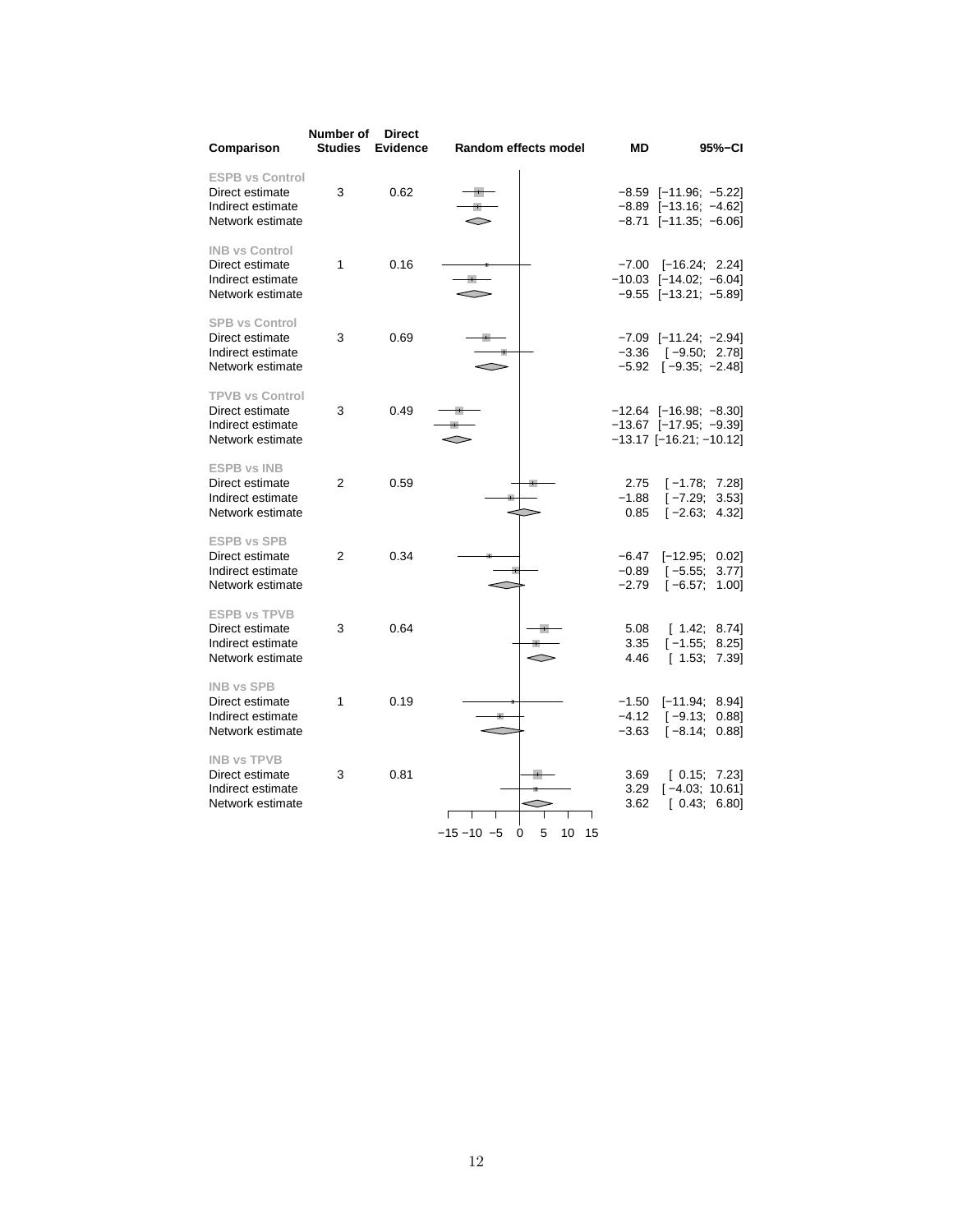| Comparison | Number of Studies | Direct Evidence | Random effects model | MD | 95%−CI |
|---|---|---|---|---|---|
| **ESPB vs Control** | | | | | |
| Direct estimate | 3 | 0.62 | | −8.59 | [−11.96; −5.22] |
| Indirect estimate | | | | −8.89 | [−13.16; −4.62] |
| Network estimate | | | | −8.71 | [−11.35; −6.06] |
| **INB vs Control** | | | | | |
| Direct estimate | 1 | 0.16 | | −7.00 | [−16.24; 2.24] |
| Indirect estimate | | | | −10.03 | [−14.02; −6.04] |
| Network estimate | | | | −9.55 | [−13.21; −5.89] |
| **SPB vs Control** | | | | | |
| Direct estimate | 3 | 0.69 | | −7.09 | [−11.24; −2.94] |
| Indirect estimate | | | | −3.36 | [−9.50; 2.78] |
| Network estimate | | | | −5.92 | [−9.35; −2.48] |
| **TPVB vs Control** | | | | | |
| Direct estimate | 3 | 0.49 | | −12.64 | [−16.98; −8.30] |
| Indirect estimate | | | | −13.67 | [−17.95; −9.39] |
| Network estimate | | | | −13.17 | [−16.21; −10.12] |
| **ESPB vs INB** | | | | | |
| Direct estimate | 2 | 0.59 | | 2.75 | [−1.78; 7.28] |
| Indirect estimate | | | | −1.88 | [−7.29; 3.53] |
| Network estimate | | | | 0.85 | [−2.63; 4.32] |
| **ESPB vs SPB** | | | | | |
| Direct estimate | 2 | 0.34 | | −6.47 | [−12.95; 0.02] |
| Indirect estimate | | | | −0.89 | [−5.55; 3.77] |
| Network estimate | | | | −2.79 | [−6.57; 1.00] |
| **ESPB vs TPVB** | | | | | |
| Direct estimate | 3 | 0.64 | | 5.08 | [1.42; 8.74] |
| Indirect estimate | | | | 3.35 | [−1.55; 8.25] |
| Network estimate | | | | 4.46 | [1.53; 7.39] |
| **INB vs SPB** | | | | | |
| Direct estimate | 1 | 0.19 | | −1.50 | [−11.94; 8.94] |
| Indirect estimate | | | | −4.12 | [−9.13; 0.88] |
| Network estimate | | | | −3.63 | [−8.14; 0.88] |
| **INB vs TPVB** | | | | | |
| Direct estimate | 3 | 0.81 | | 3.69 | [0.15; 7.23] |
| Indirect estimate | | | | 3.29 | [−4.03; 10.61] |
| Network estimate | | | | 3.62 | [0.43; 6.80] |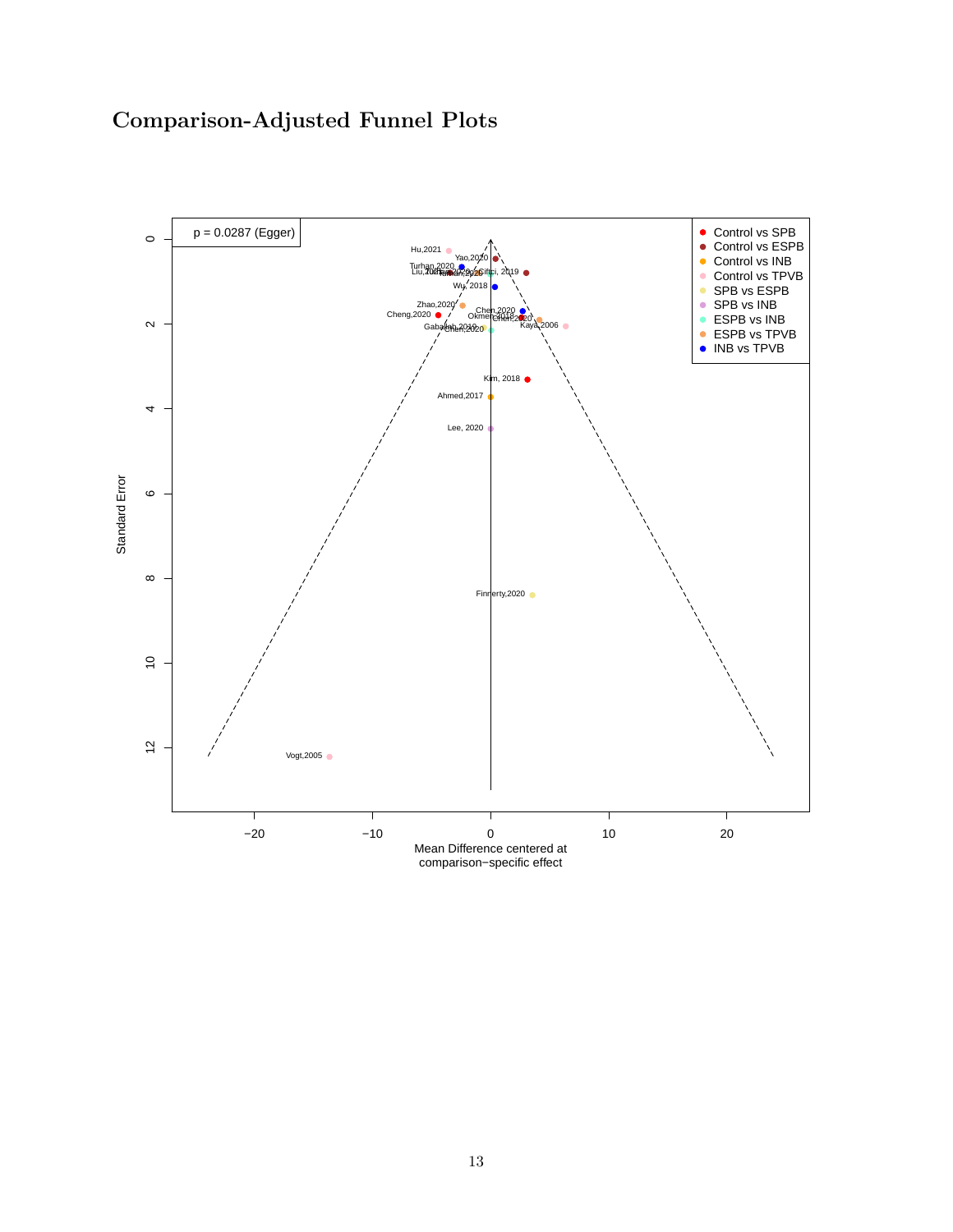## Comparison-Adjusted Funnel Plots

p = 0.0287 (Egger)

Control vs SPB
Control vs ESPB
Control vs INB
Control vs TPVB
SPB vs ESPB
SPB vs INB
ESPB vs INB
ESPB vs TPVB
INB vs TPVB

Hu,2021
Yao,2020
Turhan,2020
Liu,2020
Ciftci, 2019
Wu, 2018
Zhao,2020
Chen,2020
Cheng,2020
Okmen,2018
Chen,2020
Kaya,2006
Gaballah,2019
Chen,2020
Kim, 2018
Ahmed,2017
Lee, 2020
Finnerty,2020
Vogt,2005

Standard Error

0
2
4
6
8
10
12

−20
−10
0
10
20

Mean Difference centered at comparison−specific effect